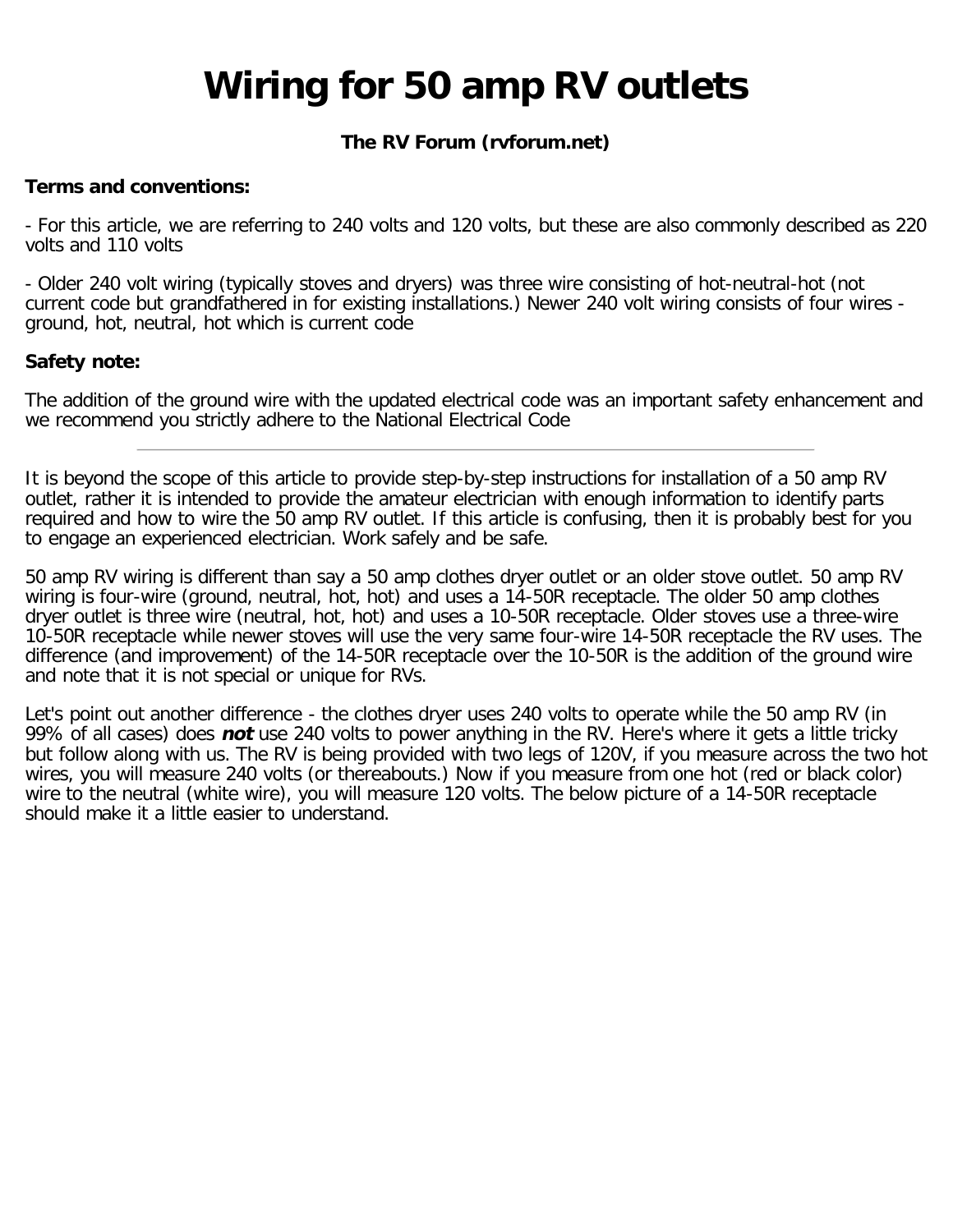# Wiring for 50 amp RV outlets

**The RV Forum (rvforum.net)**

**Terms and conventions:**

- For this article, we are referring to 240 volts and 120 volts, but these are also commonly described as 220 volts and 110 volts

- Older 240 volt wiring (typically stoves and dryers) was three wire consisting of hot-neutral-hot (not current code but grandfathered in for existing installations.) Newer 240 volt wiring consists of four wires - ground, hot, neutral, hot which is current code

**Safety note:**

The addition of the ground wire with the updated electrical code was an important safety enhancement and we recommend you strictly adhere to the National Electrical Code

---

It is beyond the scope of this article to provide step-by-step instructions for installation of a 50 amp RV outlet, rather it is intended to provide the amateur electrician with enough information to identify parts required and how to wire the 50 amp RV outlet. If this article is confusing, then it is probably best for you to engage an experienced electrician. Work safely and be safe.

50 amp RV wiring is different than say a 50 amp clothes dryer outlet or an older stove outlet. 50 amp RV wiring is four-wire (ground, neutral, hot, hot) and uses a 14-50R receptacle. The older 50 amp clothes dryer outlet is three wire (neutral, hot, hot) and uses a 10-50R receptacle. Older stoves use a three-wire 10-50R receptacle while newer stoves will use the very same four-wire 14-50R receptacle the RV uses. The difference (and improvement) of the 14-50R receptacle over the 10-50R is the addition of the ground wire and note that it is not special or unique for RVs.

Let's point out another difference - the clothes dryer uses 240 volts to operate while the 50 amp RV (in 99% of all cases) does ***not*** use 240 volts to power anything in the RV. Here's where it gets a little tricky but follow along with us. The RV is being provided with two legs of 120V, if you measure across the two hot wires, you will measure 240 volts (or thereabouts.) Now if you measure from one hot (red or black color) wire to the neutral (white wire), you will measure 120 volts. The below picture of a 14-50R receptacle should make it a little easier to understand.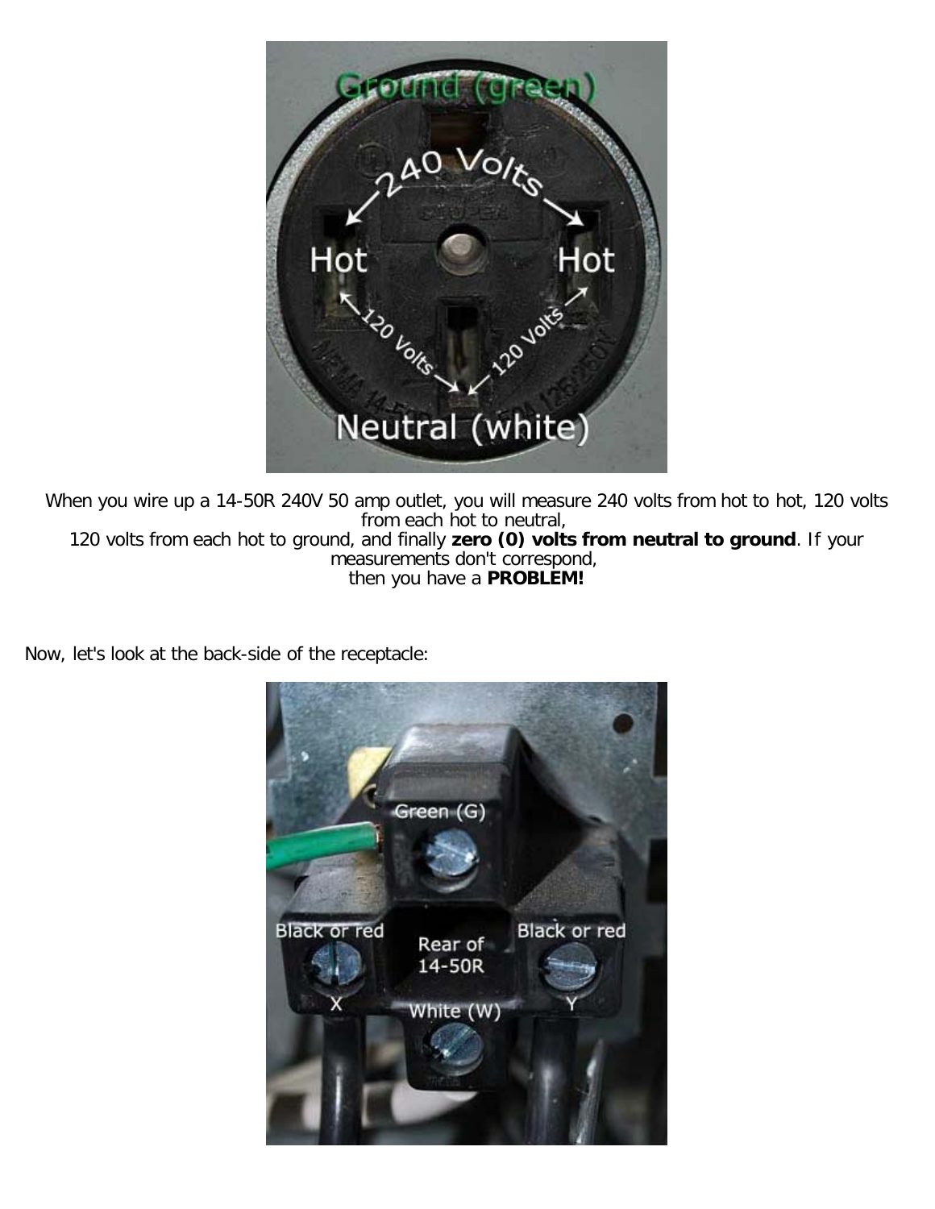When you wire up a 14-50R 240V 50 amp outlet, you will measure 240 volts from hot to hot, 120 volts from each hot to neutral,
120 volts from each hot to ground, and finally **zero (0) volts from neutral to ground**. If your measurements don't correspond,
then you have a **PROBLEM!**

Now, let's look at the back-side of the receptacle: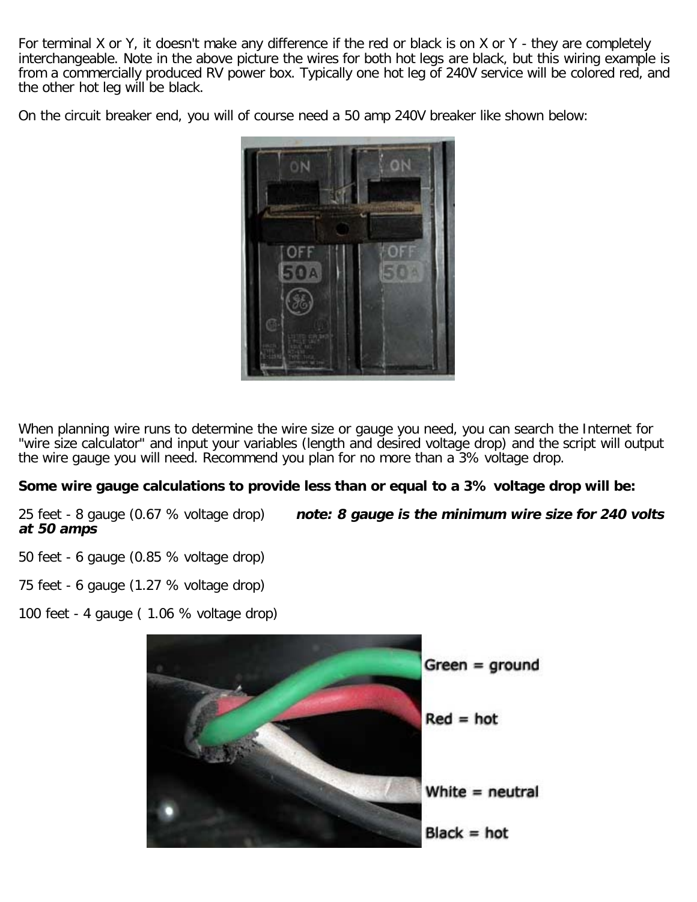For terminal X or Y, it doesn't make any difference if the red or black is on X or Y - they are completely interchangeable. Note in the above picture the wires for both hot legs are black, but this wiring example is from a commercially produced RV power box. Typically one hot leg of 240V service will be colored red, and the other hot leg will be black.

On the circuit breaker end, you will of course need a 50 amp 240V breaker like shown below:

When planning wire runs to determine the wire size or gauge you need, you can search the Internet for "wire size calculator" and input your variables (length and desired voltage drop) and the script will output the wire gauge you will need. Recommend you plan for no more than a 3% voltage drop.

**Some wire gauge calculations to provide less than or equal to a 3% voltage drop will be:**

25 feet - 8 gauge (0.67 % voltage drop) ***note: 8 gauge is the minimum wire size for 240 volts at 50 amps***

50 feet - 6 gauge (0.85 % voltage drop)

75 feet - 6 gauge (1.27 % voltage drop)

100 feet - 4 gauge ( 1.06 % voltage drop)

Green = ground

Red = hot

White = neutral

Black = hot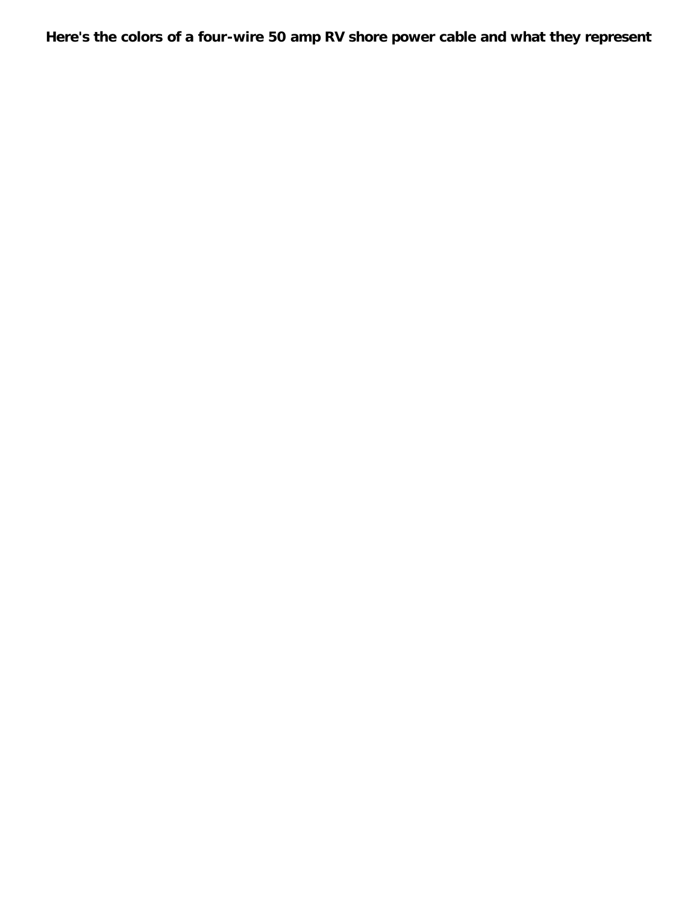**Here's the colors of a four-wire 50 amp RV shore power cable and what they represent**